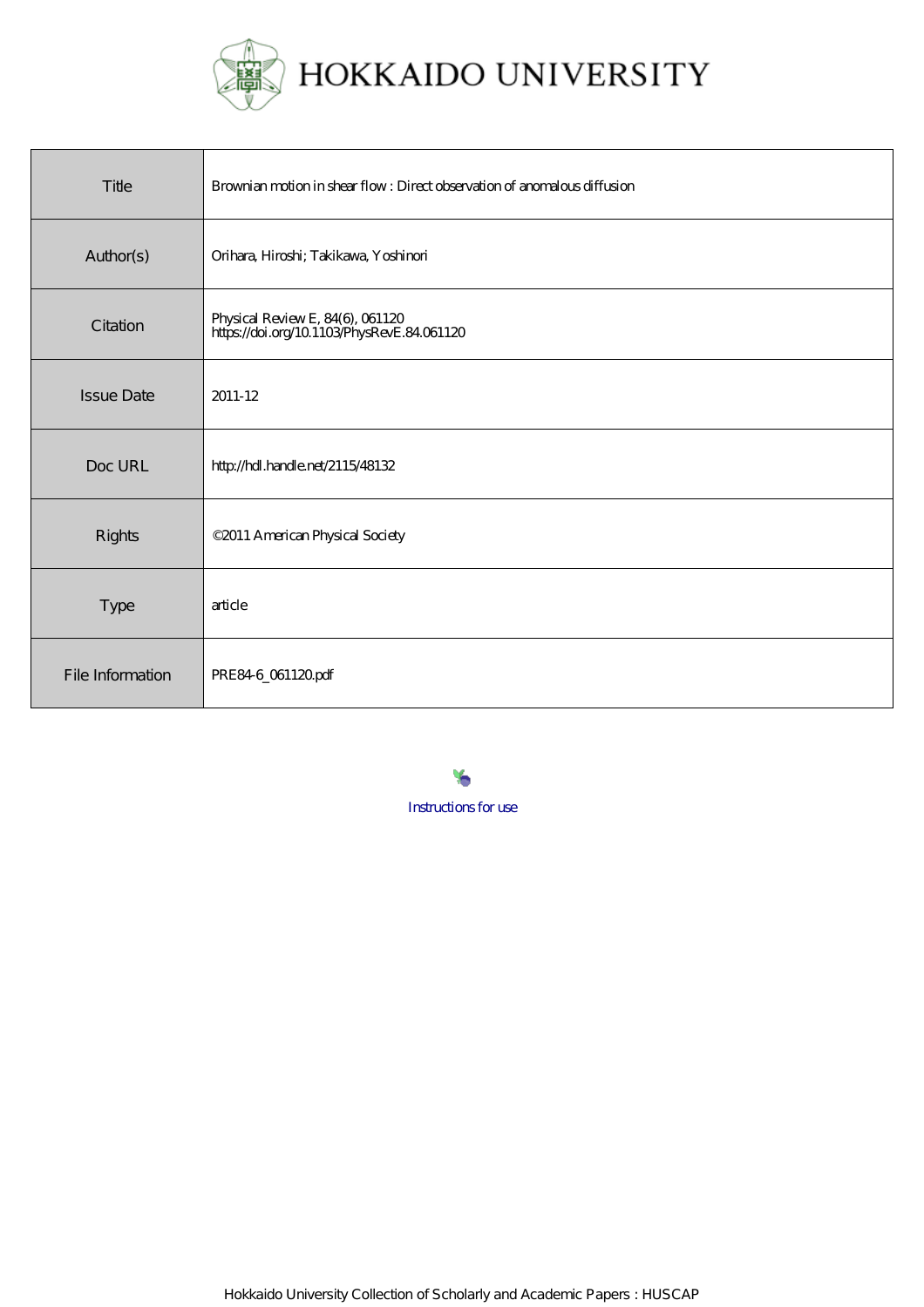# HOKKAIDO UNIVERSITY

| Title | Brownian motion in shear flow : Direct observation of anomalous diffusion |
|---|---|
| Author(s) | Orihara, Hiroshi; Takikawa, Yoshinori |
| Citation | Physical Review E, 84(6), 061120<br>https://doi.org/10.1103/PhysRevE.84.061120 |
| Issue Date | 2011-12 |
| Doc URL | http://hdl.handle.net/2115/48132 |
| Rights | ©2011 American Physical Society |
| Type | article |
| File Information | PRE84-6_061120.pdf |

Instructions for use

Hokkaido University Collection of Scholarly and Academic Papers : HUSCAP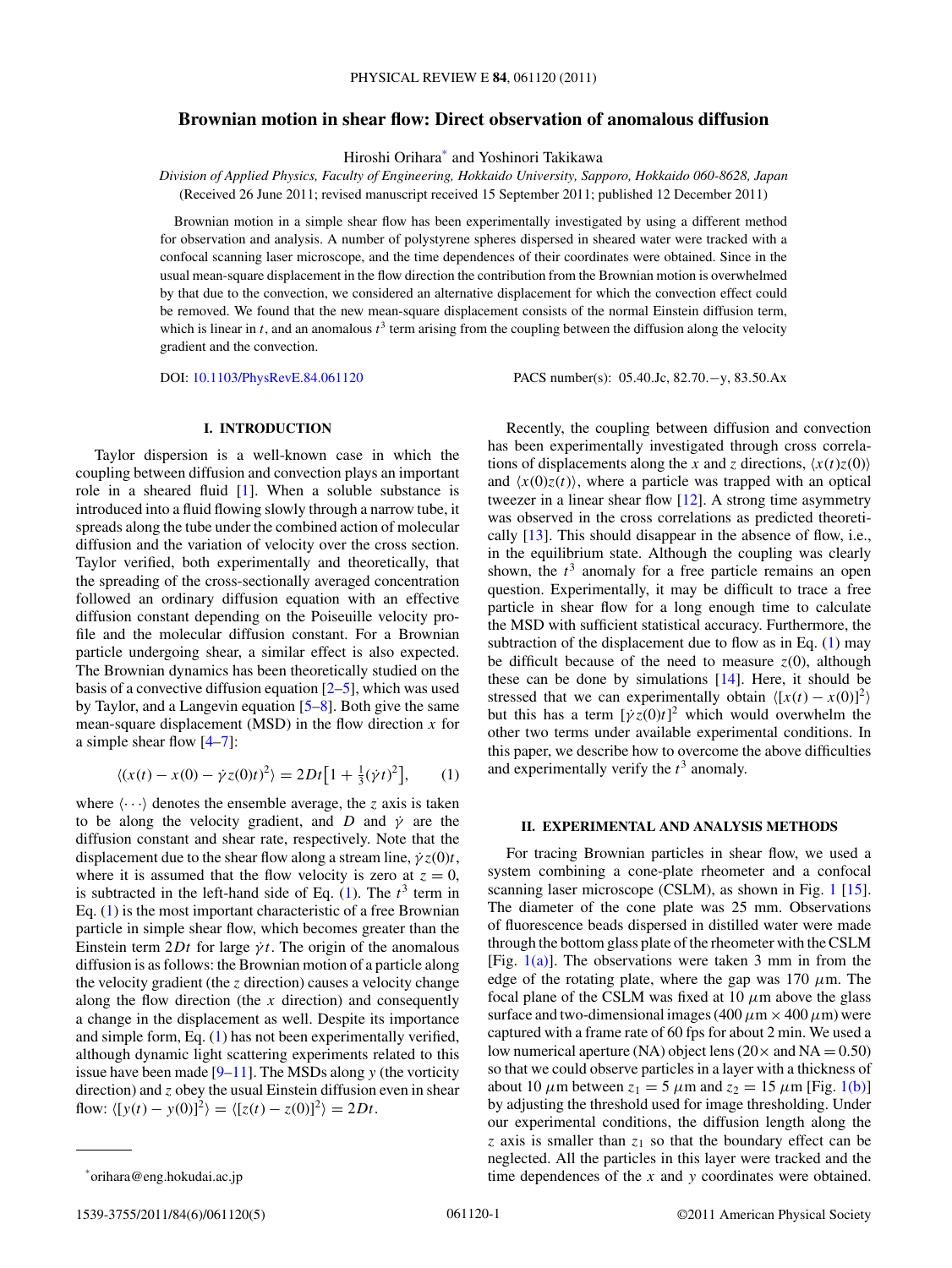# Brownian motion in shear flow: Direct observation of anomalous diffusion

Hiroshi Orihara* and Yoshinori Takikawa

*Division of Applied Physics, Faculty of Engineering, Hokkaido University, Sapporo, Hokkaido 060-8628, Japan*

(Received 26 June 2011; revised manuscript received 15 September 2011; published 12 December 2011)

Brownian motion in a simple shear flow has been experimentally investigated by using a different method for observation and analysis. A number of polystyrene spheres dispersed in sheared water were tracked with a confocal scanning laser microscope, and the time dependences of their coordinates were obtained. Since in the usual mean-square displacement in the flow direction the contribution from the Brownian motion is overwhelmed by that due to the convection, we considered an alternative displacement for which the convection effect could be removed. We found that the new mean-square displacement consists of the normal Einstein diffusion term, which is linear in $t$, and an anomalous $t^3$ term arising from the coupling between the diffusion along the velocity gradient and the convection.

DOI: 10.1103/PhysRevE.84.061120 PACS number(s): 05.40.Jc, 82.70.−y, 83.50.Ax

## I. INTRODUCTION

Taylor dispersion is a well-known case in which the coupling between diffusion and convection plays an important role in a sheared fluid [1]. When a soluble substance is introduced into a fluid flowing slowly through a narrow tube, it spreads along the tube under the combined action of molecular diffusion and the variation of velocity over the cross section. Taylor verified, both experimentally and theoretically, that the spreading of the cross-sectionally averaged concentration followed an ordinary diffusion equation with an effective diffusion constant depending on the Poiseuille velocity profile and the molecular diffusion constant. For a Brownian particle undergoing shear, a similar effect is also expected. The Brownian dynamics has been theoretically studied on the basis of a convective diffusion equation [2–5], which was used by Taylor, and a Langevin equation [5–8]. Both give the same mean-square displacement (MSD) in the flow direction $x$ for a simple shear flow [4–7]:

$$\langle (x(t) - x(0) - \dot{\gamma} z(0)t)^2 \rangle = 2Dt\left[1 + \tfrac{1}{3}(\dot{\gamma} t)^2\right], \tag{1}$$

where $\langle \cdots \rangle$ denotes the ensemble average, the $z$ axis is taken to be along the velocity gradient, and $D$ and $\dot{\gamma}$ are the diffusion constant and shear rate, respectively. Note that the displacement due to the shear flow along a stream line, $\dot{\gamma} z(0)t$, where it is assumed that the flow velocity is zero at $z = 0$, is subtracted in the left-hand side of Eq. (1). The $t^3$ term in Eq. (1) is the most important characteristic of a free Brownian particle in simple shear flow, which becomes greater than the Einstein term $2Dt$ for large $\dot{\gamma} t$. The origin of the anomalous diffusion is as follows: the Brownian motion of a particle along the velocity gradient (the $z$ direction) causes a velocity change along the flow direction (the $x$ direction) and consequently a change in the displacement as well. Despite its importance and simple form, Eq. (1) has not been experimentally verified, although dynamic light scattering experiments related to this issue have been made [9–11]. The MSDs along $y$ (the vorticity direction) and $z$ obey the usual Einstein diffusion even in shear flow: $\langle [y(t) - y(0)]^2 \rangle = \langle [z(t) - z(0)]^2 \rangle = 2Dt$.

Recently, the coupling between diffusion and convection has been experimentally investigated through cross correlations of displacements along the $x$ and $z$ directions, $\langle x(t)z(0) \rangle$ and $\langle x(0)z(t) \rangle$, where a particle was trapped with an optical tweezer in a linear shear flow [12]. A strong time asymmetry was observed in the cross correlations as predicted theoretically [13]. This should disappear in the absence of flow, i.e., in the equilibrium state. Although the coupling was clearly shown, the $t^3$ anomaly for a free particle remains an open question. Experimentally, it may be difficult to trace a free particle in shear flow for a long enough time to calculate the MSD with sufficient statistical accuracy. Furthermore, the subtraction of the displacement due to flow as in Eq. (1) may be difficult because of the need to measure $z(0)$, although these can be done by simulations [14]. Here, it should be stressed that we can experimentally obtain $\langle [x(t) - x(0)]^2 \rangle$ but this has a term $[\dot{\gamma} z(0)t]^2$ which would overwhelm the other two terms under available experimental conditions. In this paper, we describe how to overcome the above difficulties and experimentally verify the $t^3$ anomaly.

## II. EXPERIMENTAL AND ANALYSIS METHODS

For tracing Brownian particles in shear flow, we used a system combining a cone-plate rheometer and a confocal scanning laser microscope (CSLM), as shown in Fig. 1 [15]. The diameter of the cone plate was 25 mm. Observations of fluorescence beads dispersed in distilled water were made through the bottom glass plate of the rheometer with the CSLM [Fig. 1(a)]. The observations were taken 3 mm in from the edge of the rotating plate, where the gap was 170 $\mu$m. The focal plane of the CSLM was fixed at 10 $\mu$m above the glass surface and two-dimensional images (400 $\mu$m $\times$ 400 $\mu$m) were captured with a frame rate of 60 fps for about 2 min. We used a low numerical aperture (NA) object lens (20$\times$ and NA = 0.50) so that we could observe particles in a layer with a thickness of about 10 $\mu$m between $z_1 = 5$ $\mu$m and $z_2 = 15$ $\mu$m [Fig. 1(b)] by adjusting the threshold used for image thresholding. Under our experimental conditions, the diffusion length along the $z$ axis is smaller than $z_1$ so that the boundary effect can be neglected. All the particles in this layer were tracked and the time dependences of the $x$ and $y$ coordinates were obtained.

*orihara@eng.hokudai.ac.jp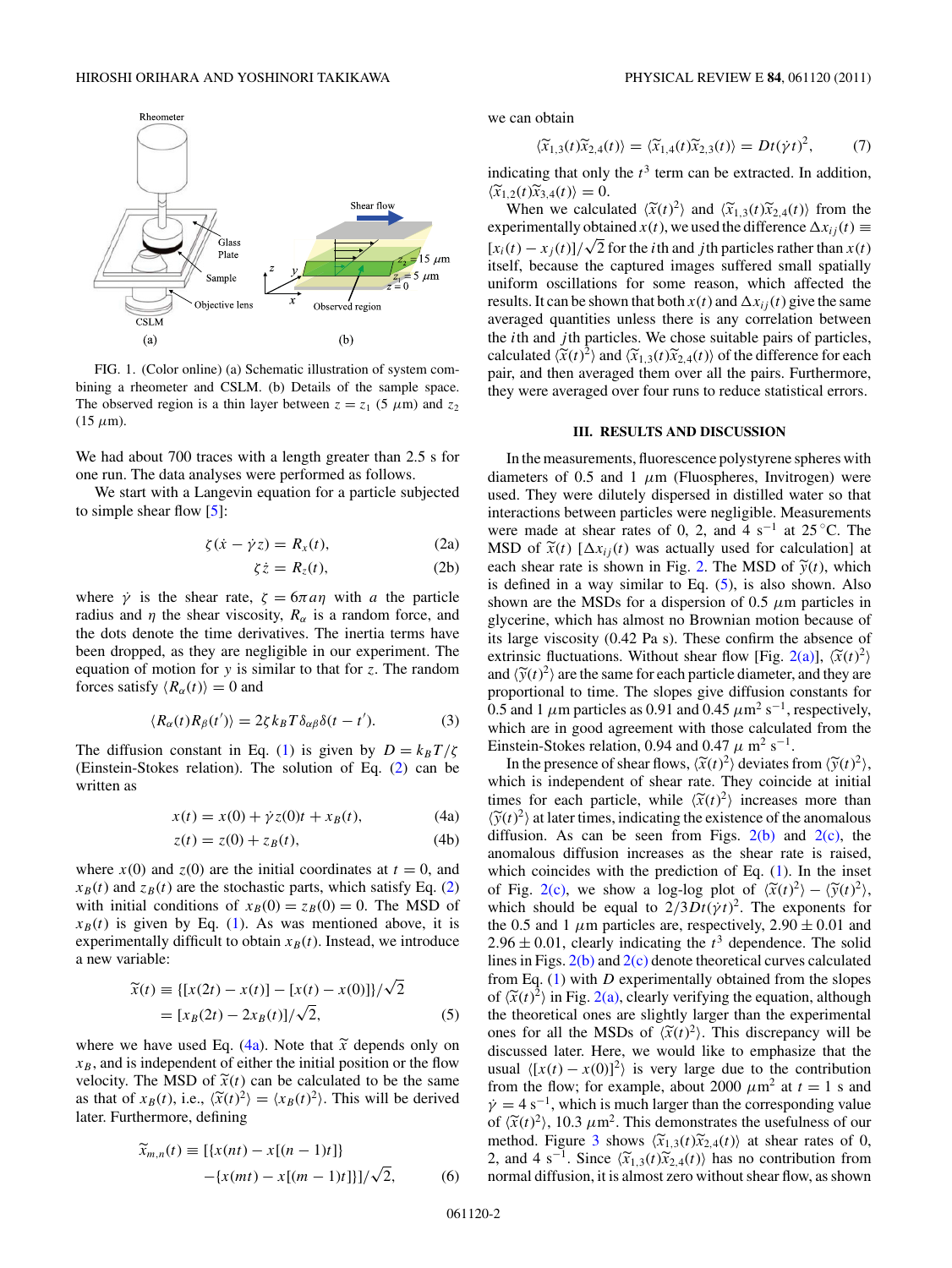FIG. 1. (Color online) (a) Schematic illustration of system combining a rheometer and CSLM. (b) Details of the sample space. The observed region is a thin layer between $z = z_1$ (5 $\mu$m) and $z_2$ (15 $\mu$m).

We had about 700 traces with a length greater than 2.5 s for one run. The data analyses were performed as follows.

We start with a Langevin equation for a particle subjected to simple shear flow [5]:

$$\zeta(\dot{x} - \dot{\gamma} z) = R_x(t), \tag{2a}$$

$$\zeta \dot{z} = R_z(t), \tag{2b}$$

where $\dot{\gamma}$ is the shear rate, $\zeta = 6\pi a \eta$ with $a$ the particle radius and $\eta$ the shear viscosity, $R_\alpha$ is a random force, and the dots denote the time derivatives. The inertia terms have been dropped, as they are negligible in our experiment. The equation of motion for $y$ is similar to that for $z$. The random forces satisfy $\langle R_\alpha(t) \rangle = 0$ and

$$\langle R_\alpha(t) R_\beta(t') \rangle = 2\zeta k_B T \delta_{\alpha\beta} \delta(t - t'). \tag{3}$$

The diffusion constant in Eq. (1) is given by $D = k_B T/\zeta$ (Einstein-Stokes relation). The solution of Eq. (2) can be written as

$$x(t) = x(0) + \dot{\gamma} z(0) t + x_B(t), \tag{4a}$$

$$z(t) = z(0) + z_B(t), \tag{4b}$$

where $x(0)$ and $z(0)$ are the initial coordinates at $t = 0$, and $x_B(t)$ and $z_B(t)$ are the stochastic parts, which satisfy Eq. (2) with initial conditions of $x_B(0) = z_B(0) = 0$. The MSD of $x_B(t)$ is given by Eq. (1). As was mentioned above, it is experimentally difficult to obtain $x_B(t)$. Instead, we introduce a new variable:

$$\begin{aligned}\widetilde{x}(t) &\equiv \{[x(2t) - x(t)] - [x(t) - x(0)]\}/\sqrt{2} \\ &= [x_B(2t) - 2x_B(t)]/\sqrt{2},\end{aligned} \tag{5}$$

where we have used Eq. (4a). Note that $\widetilde{x}$ depends only on $x_B$, and is independent of either the initial position or the flow velocity. The MSD of $\widetilde{x}(t)$ can be calculated to be the same as that of $x_B(t)$, i.e., $\langle \widetilde{x}(t)^2 \rangle = \langle x_B(t)^2 \rangle$. This will be derived later. Furthermore, defining

$$\begin{aligned}\widetilde{x}_{m,n}(t) \equiv [&\{x(nt) - x[(n-1)t]\} \\ &- \{x(mt) - x[(m-1)t]\}]/\sqrt{2},\end{aligned} \tag{6}$$

we can obtain

$$\langle \widetilde{x}_{1,3}(t) \widetilde{x}_{2,4}(t) \rangle = \langle \widetilde{x}_{1,4}(t) \widetilde{x}_{2,3}(t) \rangle = Dt(\dot{\gamma} t)^2, \tag{7}$$

indicating that only the $t^3$ term can be extracted. In addition, $\langle \widetilde{x}_{1,2}(t) \widetilde{x}_{3,4}(t) \rangle = 0$.

When we calculated $\langle \widetilde{x}(t)^2 \rangle$ and $\langle \widetilde{x}_{1,3}(t) \widetilde{x}_{2,4}(t) \rangle$ from the experimentally obtained $x(t)$, we used the difference $\Delta x_{ij}(t) \equiv [x_i(t) - x_j(t)]/\sqrt{2}$ for the $i$th and $j$th particles rather than $x(t)$ itself, because the captured images suffered small spatially uniform oscillations for some reason, which affected the results. It can be shown that both $x(t)$ and $\Delta x_{ij}(t)$ give the same averaged quantities unless there is any correlation between the $i$th and $j$th particles. We chose suitable pairs of particles, calculated $\langle \widetilde{x}(t)^2 \rangle$ and $\langle \widetilde{x}_{1,3}(t) \widetilde{x}_{2,4}(t) \rangle$ of the difference for each pair, and then averaged them over all the pairs. Furthermore, they were averaged over four runs to reduce statistical errors.

## III. RESULTS AND DISCUSSION

In the measurements, fluorescence polystyrene spheres with diameters of 0.5 and 1 $\mu$m (Fluospheres, Invitrogen) were used. They were dilutely dispersed in distilled water so that interactions between particles were negligible. Measurements were made at shear rates of 0, 2, and 4 $\text{s}^{-1}$ at 25 °C. The MSD of $\widetilde{x}(t)$ [$\Delta x_{ij}(t)$ was actually used for calculation] at each shear rate is shown in Fig. 2. The MSD of $\widetilde{y}(t)$, which is defined in a way similar to Eq. (5), is also shown. Also shown are the MSDs for a dispersion of 0.5 $\mu$m particles in glycerine, which has almost no Brownian motion because of its large viscosity (0.42 Pa s). These confirm the absence of extrinsic fluctuations. Without shear flow [Fig. 2(a)], $\langle \widetilde{x}(t)^2 \rangle$ and $\langle \widetilde{y}(t)^2 \rangle$ are the same for each particle diameter, and they are proportional to time. The slopes give diffusion constants for 0.5 and 1 $\mu$m particles as 0.91 and 0.45 $\mu\text{m}^2\,\text{s}^{-1}$, respectively, which are in good agreement with those calculated from the Einstein-Stokes relation, 0.94 and 0.47 $\mu\,\text{m}^2\,\text{s}^{-1}$.

In the presence of shear flows, $\langle \widetilde{x}(t)^2 \rangle$ deviates from $\langle \widetilde{y}(t)^2 \rangle$, which is independent of shear rate. They coincide at initial times for each particle, while $\langle \widetilde{x}(t)^2 \rangle$ increases more than $\langle \widetilde{y}(t)^2 \rangle$ at later times, indicating the existence of the anomalous diffusion. As can be seen from Figs. 2(b) and 2(c), the anomalous diffusion increases as the shear rate is raised, which coincides with the prediction of Eq. (1). In the inset of Fig. 2(c), we show a log-log plot of $\langle \widetilde{x}(t)^2 \rangle - \langle \widetilde{y}(t)^2 \rangle$, which should be equal to $2/3Dt(\dot{\gamma} t)^2$. The exponents for the 0.5 and 1 $\mu$m particles are, respectively, $2.90 \pm 0.01$ and $2.96 \pm 0.01$, clearly indicating the $t^3$ dependence. The solid lines in Figs. 2(b) and 2(c) denote theoretical curves calculated from Eq. (1) with $D$ experimentally obtained from the slopes of $\langle \widetilde{x}(t)^2 \rangle$ in Fig. 2(a), clearly verifying the equation, although the theoretical ones are slightly larger than the experimental ones for all the MSDs of $\langle \widetilde{x}(t)^2 \rangle$. This discrepancy will be discussed later. Here, we would like to emphasize that the usual $\langle [x(t) - x(0)]^2 \rangle$ is very large due to the contribution from the flow; for example, about 2000 $\mu\text{m}^2$ at $t = 1$ s and $\dot{\gamma} = 4\,\text{s}^{-1}$, which is much larger than the corresponding value of $\langle \widetilde{x}(t)^2 \rangle$, 10.3 $\mu\text{m}^2$. This demonstrates the usefulness of our method. Figure 3 shows $\langle \widetilde{x}_{1,3}(t) \widetilde{x}_{2,4}(t) \rangle$ at shear rates of 0, 2, and 4 $\text{s}^{-1}$. Since $\langle \widetilde{x}_{1,3}(t) \widetilde{x}_{2,4}(t) \rangle$ has no contribution from normal diffusion, it is almost zero without shear flow, as shown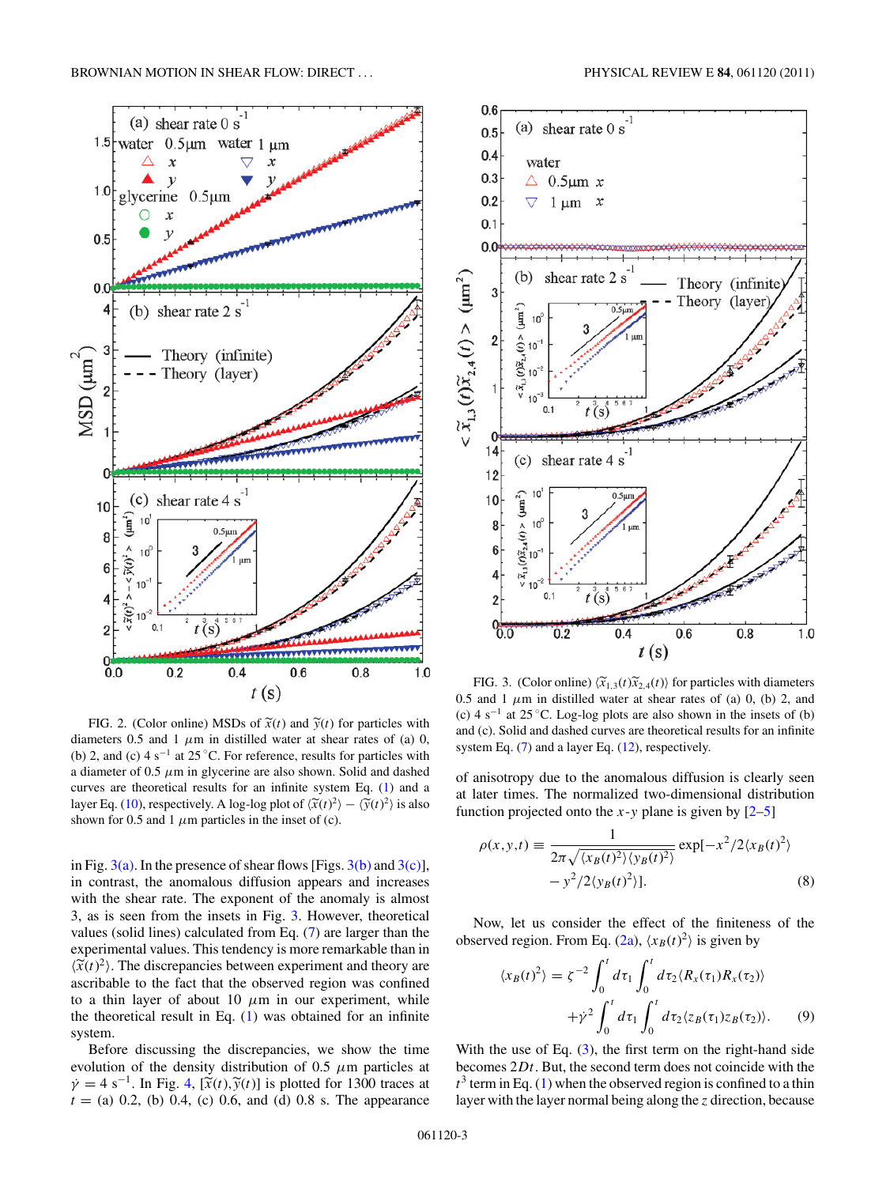FIG. 2. (Color online) MSDs of $\widetilde{x}(t)$ and $\widetilde{y}(t)$ for particles with diameters 0.5 and 1 $\mu$m in distilled water at shear rates of (a) 0, (b) 2, and (c) 4 s$^{-1}$ at 25 °C. For reference, results for particles with a diameter of 0.5 $\mu$m in glycerine are also shown. Solid and dashed curves are theoretical results for an infinite system Eq. (1) and a layer Eq. (10), respectively. A log-log plot of $\langle\widetilde{x}(t)^2\rangle - \langle\widetilde{y}(t)^2\rangle$ is also shown for 0.5 and 1 $\mu$m particles in the inset of (c).

FIG. 3. (Color online) $\langle\widetilde{x}_{1,3}(t)\widetilde{x}_{2,4}(t)\rangle$ for particles with diameters 0.5 and 1 $\mu$m in distilled water at shear rates of (a) 0, (b) 2, and (c) 4 s$^{-1}$ at 25 °C. Log-log plots are also shown in the insets of (b) and (c). Solid and dashed curves are theoretical results for an infinite system Eq. (7) and a layer Eq. (12), respectively.

in Fig. 3(a). In the presence of shear flows [Figs. 3(b) and 3(c)], in contrast, the anomalous diffusion appears and increases with the shear rate. The exponent of the anomaly is almost 3, as is seen from the insets in Fig. 3. However, theoretical values (solid lines) calculated from Eq. (7) are larger than the experimental values. This tendency is more remarkable than in $\langle\widetilde{x}(t)^2\rangle$. The discrepancies between experiment and theory are ascribable to the fact that the observed region was confined to a thin layer of about 10 $\mu$m in our experiment, while the theoretical result in Eq. (1) was obtained for an infinite system.

Before discussing the discrepancies, we show the time evolution of the density distribution of 0.5 $\mu$m particles at $\dot{\gamma} = 4$ s$^{-1}$. In Fig. 4, $[\widetilde{x}(t),\widetilde{y}(t)]$ is plotted for 1300 traces at $t =$ (a) 0.2, (b) 0.4, (c) 0.6, and (d) 0.8 s. The appearance of anisotropy due to the anomalous diffusion is clearly seen at later times. The normalized two-dimensional distribution function projected onto the $x$-$y$ plane is given by [2–5]

$$\rho(x,y,t) \equiv \frac{1}{2\pi\sqrt{\langle x_B(t)^2\rangle\langle y_B(t)^2\rangle}} \exp[-x^2/2\langle x_B(t)^2\rangle - y^2/2\langle y_B(t)^2\rangle]. \tag{8}$$

Now, let us consider the effect of the finiteness of the observed region. From Eq. (2a), $\langle x_B(t)^2\rangle$ is given by

$$\langle x_B(t)^2\rangle = \zeta^{-2}\int_0^t d\tau_1 \int_0^t d\tau_2 \langle R_x(\tau_1)R_x(\tau_2)\rangle + \dot{\gamma}^2 \int_0^t d\tau_1 \int_0^t d\tau_2 \langle z_B(\tau_1)z_B(\tau_2)\rangle. \tag{9}$$

With the use of Eq. (3), the first term on the right-hand side becomes $2Dt$. But, the second term does not coincide with the $t^3$ term in Eq. (1) when the observed region is confined to a thin layer with the layer normal being along the $z$ direction, because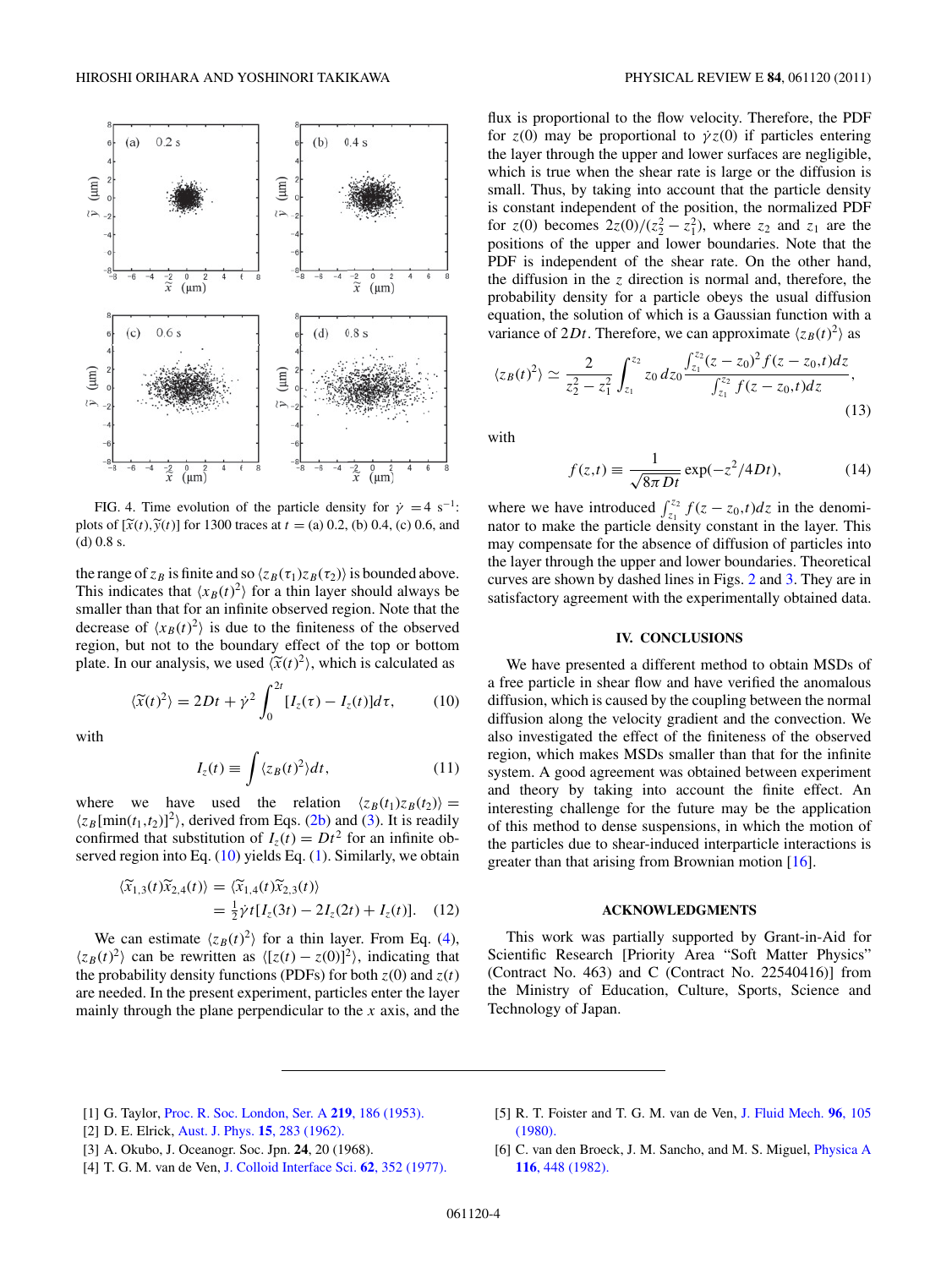FIG. 4. Time evolution of the particle density for $\dot{\gamma} = 4$ s$^{-1}$: plots of $[\widetilde{x}(t), \widetilde{y}(t)]$ for 1300 traces at $t =$ (a) 0.2, (b) 0.4, (c) 0.6, and (d) 0.8 s.

the range of $z_B$ is finite and so $\langle z_B(\tau_1) z_B(\tau_2)\rangle$ is bounded above. This indicates that $\langle x_B(t)^2\rangle$ for a thin layer should always be smaller than that for an infinite observed region. Note that the decrease of $\langle x_B(t)^2\rangle$ is due to the finiteness of the observed region, but not to the boundary effect of the top or bottom plate. In our analysis, we used $\langle \widetilde{x}(t)^2\rangle$, which is calculated as

$$\langle \widetilde{x}(t)^2\rangle = 2Dt + \dot{\gamma}^2 \int_0^{2t} [I_z(\tau) - I_z(t)]d\tau, \tag{10}$$

with

$$I_z(t) \equiv \int \langle z_B(t)^2\rangle dt, \tag{11}$$

where we have used the relation $\langle z_B(t_1) z_B(t_2)\rangle = \langle z_B[\min(t_1,t_2)]^2\rangle$, derived from Eqs. (2b) and (3). It is readily confirmed that substitution of $I_z(t) = Dt^2$ for an infinite observed region into Eq. (10) yields Eq. (1). Similarly, we obtain

$$\begin{aligned}\langle \widetilde{x}_{1,3}(t)\widetilde{x}_{2,4}(t)\rangle &= \langle \widetilde{x}_{1,4}(t)\widetilde{x}_{2,3}(t)\rangle \\ &= \tfrac{1}{2}\dot{\gamma}t[I_z(3t) - 2I_z(2t) + I_z(t)].\end{aligned} \tag{12}$$

We can estimate $\langle z_B(t)^2\rangle$ for a thin layer. From Eq. (4), $\langle z_B(t)^2\rangle$ can be rewritten as $\langle [z(t) - z(0)]^2\rangle$, indicating that the probability density functions (PDFs) for both $z(0)$ and $z(t)$ are needed. In the present experiment, particles enter the layer mainly through the plane perpendicular to the $x$ axis, and the flux is proportional to the flow velocity. Therefore, the PDF for $z(0)$ may be proportional to $\dot{\gamma}z(0)$ if particles entering the layer through the upper and lower surfaces are negligible, which is true when the shear rate is large or the diffusion is small. Thus, by taking into account that the particle density is constant independent of the position, the normalized PDF for $z(0)$ becomes $2z(0)/(z_2^2 - z_1^2)$, where $z_2$ and $z_1$ are the positions of the upper and lower boundaries. Note that the PDF is independent of the shear rate. On the other hand, the diffusion in the $z$ direction is normal and, therefore, the probability density for a particle obeys the usual diffusion equation, the solution of which is a Gaussian function with a variance of $2Dt$. Therefore, we can approximate $\langle z_B(t)^2\rangle$ as

$$\langle z_B(t)^2\rangle \simeq \frac{2}{z_2^2 - z_1^2}\int_{z_1}^{z_2} z_0\, dz_0 \frac{\int_{z_1}^{z_2} (z - z_0)^2 f(z - z_0, t)dz}{\int_{z_1}^{z_2} f(z - z_0, t)dz}, \tag{13}$$

with

$$f(z,t) \equiv \frac{1}{\sqrt{8\pi Dt}} \exp(-z^2/4Dt), \tag{14}$$

where we have introduced $\int_{z_1}^{z_2} f(z - z_0, t)dz$ in the denominator to make the particle density constant in the layer. This may compensate for the absence of diffusion of particles into the layer through the upper and lower boundaries. Theoretical curves are shown by dashed lines in Figs. 2 and 3. They are in satisfactory agreement with the experimentally obtained data.

## IV. CONCLUSIONS

We have presented a different method to obtain MSDs of a free particle in shear flow and have verified the anomalous diffusion, which is caused by the coupling between the normal diffusion along the velocity gradient and the convection. We also investigated the effect of the finiteness of the observed region, which makes MSDs smaller than that for the infinite system. A good agreement was obtained between experiment and theory by taking into account the finite effect. An interesting challenge for the future may be the application of this method to dense suspensions, in which the motion of the particles due to shear-induced interparticle interactions is greater than that arising from Brownian motion [16].

## ACKNOWLEDGMENTS

This work was partially supported by Grant-in-Aid for Scientific Research [Priority Area "Soft Matter Physics" (Contract No. 463) and C (Contract No. 22540416)] from the Ministry of Education, Culture, Sports, Science and Technology of Japan.

---

[1] G. Taylor, Proc. R. Soc. London, Ser. A **219**, 186 (1953).
[2] D. E. Elrick, Aust. J. Phys. **15**, 283 (1962).
[3] A. Okubo, J. Oceanogr. Soc. Jpn. **24**, 20 (1968).
[4] T. G. M. van de Ven, J. Colloid Interface Sci. **62**, 352 (1977).
[5] R. T. Foister and T. G. M. van de Ven, J. Fluid Mech. **96**, 105 (1980).
[6] C. van den Broeck, J. M. Sancho, and M. S. Miguel, Physica A **116**, 448 (1982).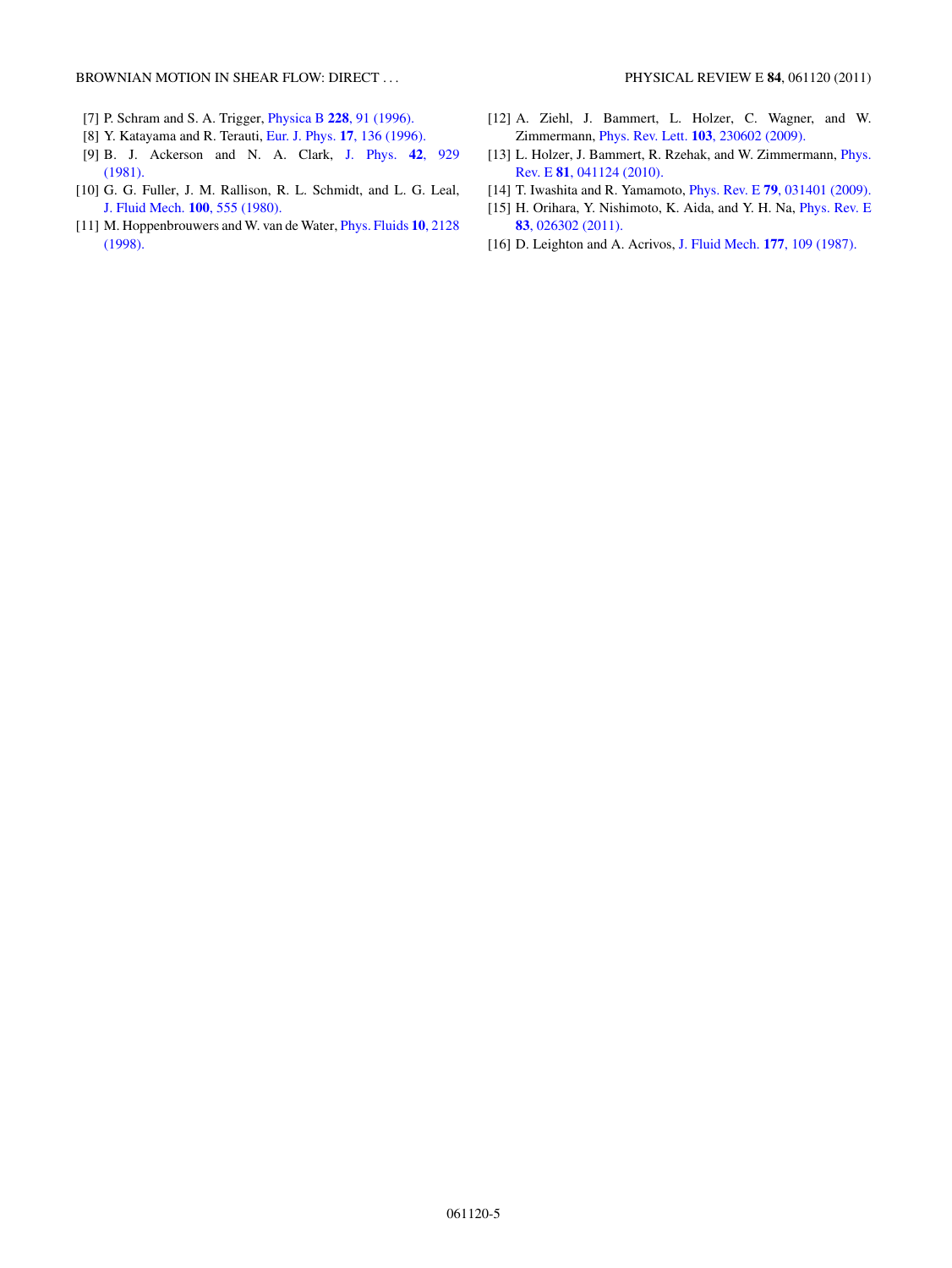[7] P. Schram and S. A. Trigger, Physica B **228**, 91 (1996).

[8] Y. Katayama and R. Terauti, Eur. J. Phys. **17**, 136 (1996).

[9] B. J. Ackerson and N. A. Clark, J. Phys. **42**, 929 (1981).

[10] G. G. Fuller, J. M. Rallison, R. L. Schmidt, and L. G. Leal, J. Fluid Mech. **100**, 555 (1980).

[11] M. Hoppenbrouwers and W. van de Water, Phys. Fluids **10**, 2128 (1998).

[12] A. Ziehl, J. Bammert, L. Holzer, C. Wagner, and W. Zimmermann, Phys. Rev. Lett. **103**, 230602 (2009).

[13] L. Holzer, J. Bammert, R. Rzehak, and W. Zimmermann, Phys. Rev. E **81**, 041124 (2010).

[14] T. Iwashita and R. Yamamoto, Phys. Rev. E **79**, 031401 (2009).

[15] H. Orihara, Y. Nishimoto, K. Aida, and Y. H. Na, Phys. Rev. E **83**, 026302 (2011).

[16] D. Leighton and A. Acrivos, J. Fluid Mech. **177**, 109 (1987).